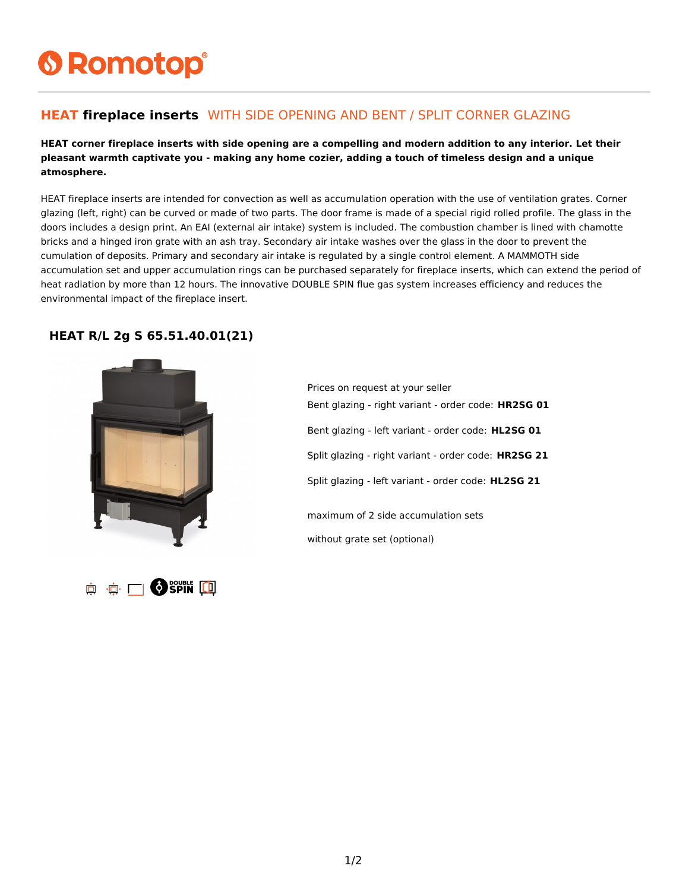# Romotop

## HEAT fireplace inserts WITH SIDE OPENING AND BENT / SPLIT CORNER GLAZING

**HEAT corner fireplace inserts with side opening are a compelling and modern addition to any interior. Let their pleasant warmth captivate you - making any home cozier, adding a touch of timeless design and a unique atmosphere.**

HEAT fireplace inserts are intended for convection as well as accumulation operation with the use of ventilation grates. Corner glazing (left, right) can be curved or made of two parts. The door frame is made of a special rigid rolled profile. The glass in the doors includes a design print. An EAI (external air intake) system is included. The combustion chamber is lined with chamotte bricks and a hinged iron grate with an ash tray. Secondary air intake washes over the glass in the door to prevent the cumulation of deposits. Primary and secondary air intake is regulated by a single control element. A MAMMOTH side accumulation set and upper accumulation rings can be purchased separately for fireplace inserts, which can extend the period of heat radiation by more than 12 hours. The innovative DOUBLE SPIN flue gas system increases efficiency and reduces the environmental impact of the fireplace insert.

### HEAT R/L 2g S 65.51.40.01(21)

Prices on request at your seller

Bent glazing - right variant - order code: **HR2SG 01**

Bent glazing - left variant - order code: **HL2SG 01**

Split glazing - right variant - order code: **HR2SG 21**

Split glazing - left variant - order code: **HL2SG 21**

maximum of 2 side accumulation sets

without grate set (optional)

DOUBLE SPIN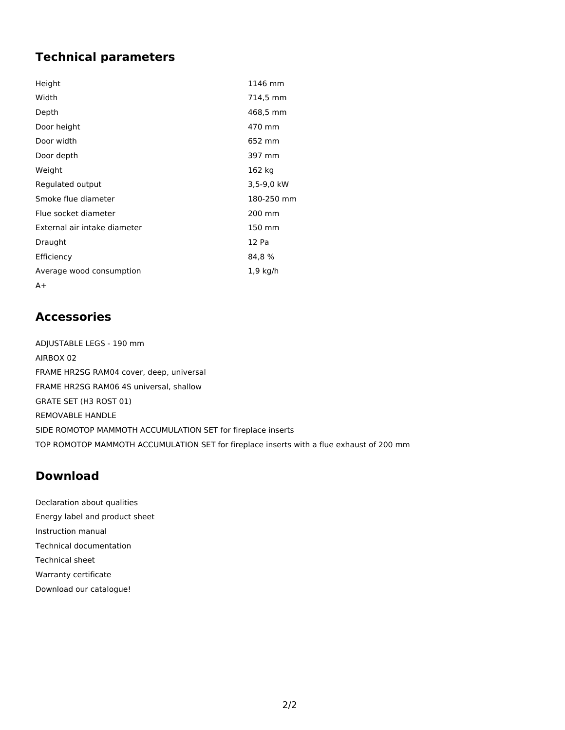## Technical parameters

| | |
|---|---|
| Height | 1146 mm |
| Width | 714,5 mm |
| Depth | 468,5 mm |
| Door height | 470 mm |
| Door width | 652 mm |
| Door depth | 397 mm |
| Weight | 162 kg |
| Regulated output | 3,5-9,0 kW |
| Smoke flue diameter | 180-250 mm |
| Flue socket diameter | 200 mm |
| External air intake diameter | 150 mm |
| Draught | 12 Pa |
| Efficiency | 84,8 % |
| Average wood consumption | 1,9 kg/h |
| A+ | |

## Accessories

ADJUSTABLE LEGS - 190 mm

AIRBOX 02

FRAME HR2SG RAM04 cover, deep, universal

FRAME HR2SG RAM06 4S universal, shallow

GRATE SET (H3 ROST 01)

REMOVABLE HANDLE

SIDE ROMOTOP MAMMOTH ACCUMULATION SET for fireplace inserts

TOP ROMOTOP MAMMOTH ACCUMULATION SET for fireplace inserts with a flue exhaust of 200 mm

## Download

Declaration about qualities

Energy label and product sheet

Instruction manual

Technical documentation

Technical sheet

Warranty certificate

Download our catalogue!